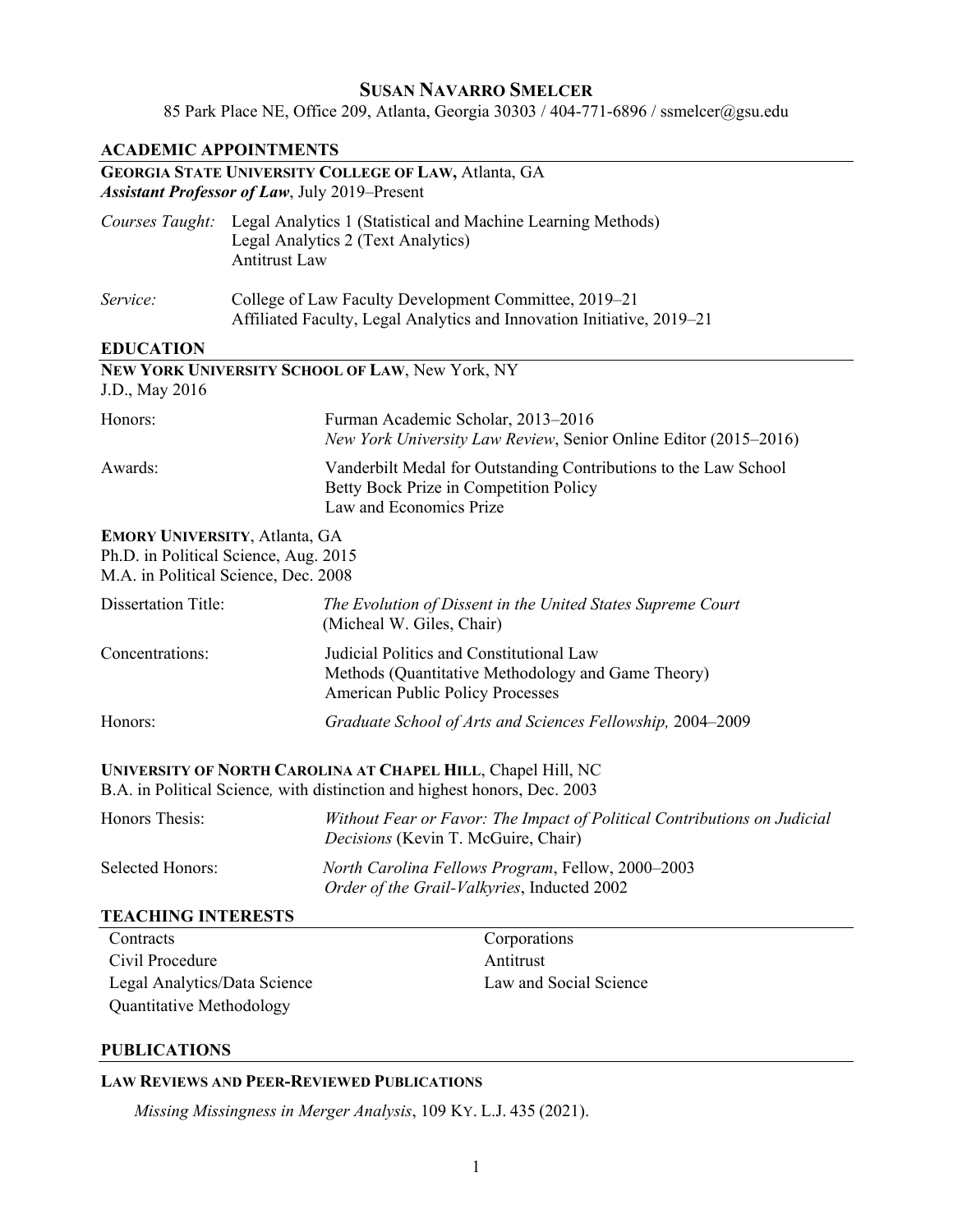# SUSAN NAVARRO SMELCER

85 Park Place NE, Office 209, Atlanta, Georgia 30303 / 404-771-6896 / ssmelcer@gsu.edu

## ACADEMIC APPOINTMENTS

**GEORGIA STATE UNIVERSITY COLLEGE OF LAW,** Atlanta, GA
***Assistant Professor of Law***, July 2019–Present

*Courses Taught:* Legal Analytics 1 (Statistical and Machine Learning Methods)
Legal Analytics 2 (Text Analytics)
Antitrust Law

*Service:* College of Law Faculty Development Committee, 2019–21
Affiliated Faculty, Legal Analytics and Innovation Initiative, 2019–21

## EDUCATION

**NEW YORK UNIVERSITY SCHOOL OF LAW**, New York, NY
J.D., May 2016

Honors: Furman Academic Scholar, 2013–2016
*New York University Law Review*, Senior Online Editor (2015–2016)

Awards: Vanderbilt Medal for Outstanding Contributions to the Law School
Betty Bock Prize in Competition Policy
Law and Economics Prize

**EMORY UNIVERSITY**, Atlanta, GA
Ph.D. in Political Science, Aug. 2015
M.A. in Political Science, Dec. 2008

Dissertation Title: *The Evolution of Dissent in the United States Supreme Court* (Micheal W. Giles, Chair)

Concentrations: Judicial Politics and Constitutional Law
Methods (Quantitative Methodology and Game Theory)
American Public Policy Processes

Honors: *Graduate School of Arts and Sciences Fellowship,* 2004–2009

**UNIVERSITY OF NORTH CAROLINA AT CHAPEL HILL**, Chapel Hill, NC
B.A. in Political Science*,* with distinction and highest honors, Dec. 2003

Honors Thesis: *Without Fear or Favor: The Impact of Political Contributions on Judicial Decisions* (Kevin T. McGuire, Chair)

Selected Honors: *North Carolina Fellows Program*, Fellow, 2000–2003
*Order of the Grail-Valkyries*, Inducted 2002

## TEACHING INTERESTS

- Contracts
- Civil Procedure
- Legal Analytics/Data Science
- Quantitative Methodology
- Corporations
- Antitrust
- Law and Social Science

## PUBLICATIONS

### LAW REVIEWS AND PEER-REVIEWED PUBLICATIONS

*Missing Missingness in Merger Analysis*, 109 KY. L.J. 435 (2021).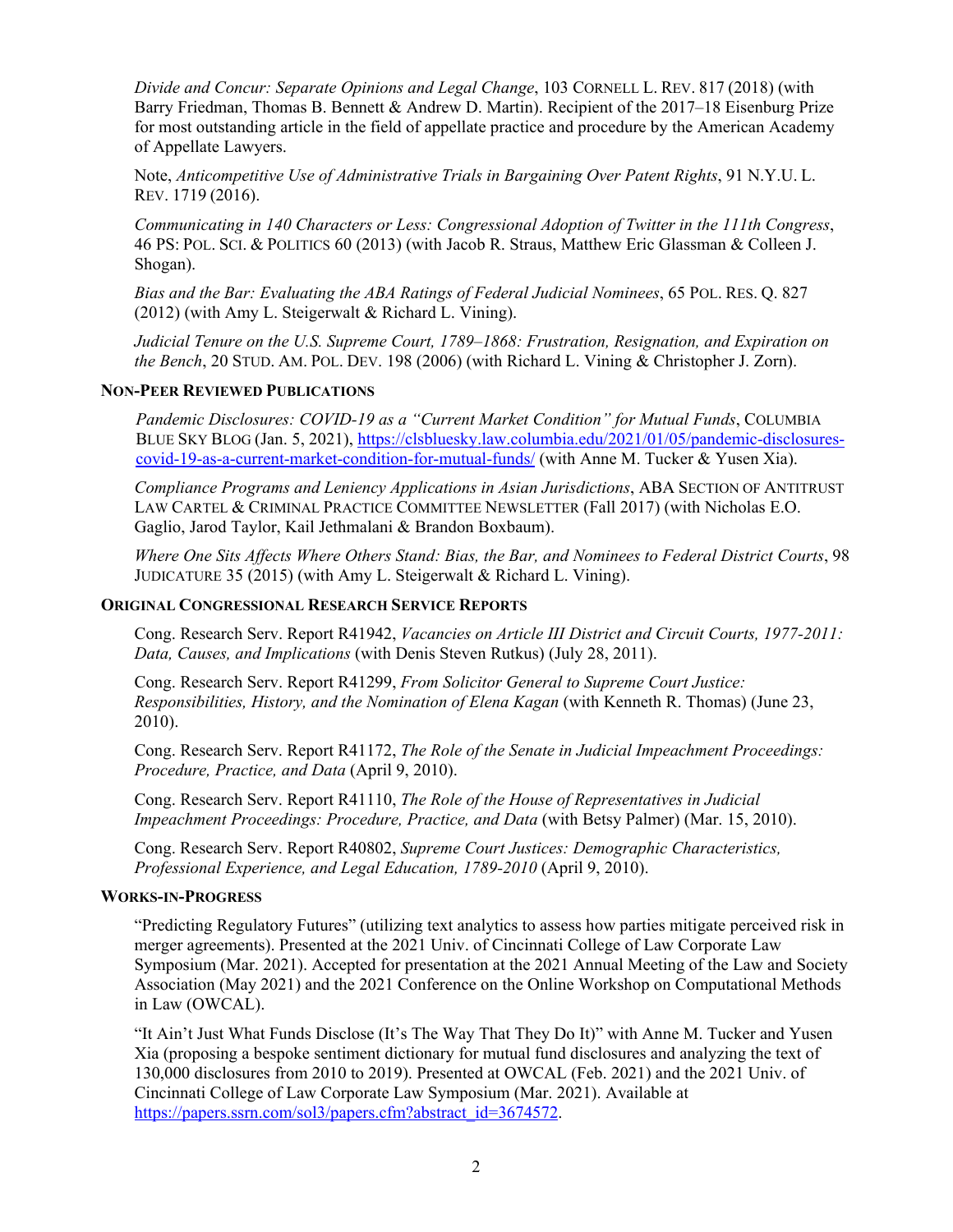*Divide and Concur: Separate Opinions and Legal Change*, 103 CORNELL L. REV. 817 (2018) (with Barry Friedman, Thomas B. Bennett & Andrew D. Martin). Recipient of the 2017–18 Eisenburg Prize for most outstanding article in the field of appellate practice and procedure by the American Academy of Appellate Lawyers.

Note, *Anticompetitive Use of Administrative Trials in Bargaining Over Patent Rights*, 91 N.Y.U. L. REV. 1719 (2016).

*Communicating in 140 Characters or Less: Congressional Adoption of Twitter in the 111th Congress*, 46 PS: POL. SCI. & POLITICS 60 (2013) (with Jacob R. Straus, Matthew Eric Glassman & Colleen J. Shogan).

*Bias and the Bar: Evaluating the ABA Ratings of Federal Judicial Nominees*, 65 POL. RES. Q. 827 (2012) (with Amy L. Steigerwalt & Richard L. Vining).

*Judicial Tenure on the U.S. Supreme Court, 1789–1868: Frustration, Resignation, and Expiration on the Bench*, 20 STUD. AM. POL. DEV. 198 (2006) (with Richard L. Vining & Christopher J. Zorn).

**NON-PEER REVIEWED PUBLICATIONS**

*Pandemic Disclosures: COVID-19 as a "Current Market Condition" for Mutual Funds*, COLUMBIA BLUE SKY BLOG (Jan. 5, 2021), https://clsbluesky.law.columbia.edu/2021/01/05/pandemic-disclosures-covid-19-as-a-current-market-condition-for-mutual-funds/ (with Anne M. Tucker & Yusen Xia).

*Compliance Programs and Leniency Applications in Asian Jurisdictions*, ABA SECTION OF ANTITRUST LAW CARTEL & CRIMINAL PRACTICE COMMITTEE NEWSLETTER (Fall 2017) (with Nicholas E.O. Gaglio, Jarod Taylor, Kail Jethmalani & Brandon Boxbaum).

*Where One Sits Affects Where Others Stand: Bias, the Bar, and Nominees to Federal District Courts*, 98 JUDICATURE 35 (2015) (with Amy L. Steigerwalt & Richard L. Vining).

**ORIGINAL CONGRESSIONAL RESEARCH SERVICE REPORTS**

Cong. Research Serv. Report R41942, *Vacancies on Article III District and Circuit Courts, 1977-2011: Data, Causes, and Implications* (with Denis Steven Rutkus) (July 28, 2011).

Cong. Research Serv. Report R41299, *From Solicitor General to Supreme Court Justice: Responsibilities, History, and the Nomination of Elena Kagan* (with Kenneth R. Thomas) (June 23, 2010).

Cong. Research Serv. Report R41172, *The Role of the Senate in Judicial Impeachment Proceedings: Procedure, Practice, and Data* (April 9, 2010).

Cong. Research Serv. Report R41110, *The Role of the House of Representatives in Judicial Impeachment Proceedings: Procedure, Practice, and Data* (with Betsy Palmer) (Mar. 15, 2010).

Cong. Research Serv. Report R40802, *Supreme Court Justices: Demographic Characteristics, Professional Experience, and Legal Education, 1789-2010* (April 9, 2010).

**WORKS-IN-PROGRESS**

"Predicting Regulatory Futures" (utilizing text analytics to assess how parties mitigate perceived risk in merger agreements). Presented at the 2021 Univ. of Cincinnati College of Law Corporate Law Symposium (Mar. 2021). Accepted for presentation at the 2021 Annual Meeting of the Law and Society Association (May 2021) and the 2021 Conference on the Online Workshop on Computational Methods in Law (OWCAL).

"It Ain't Just What Funds Disclose (It's The Way That They Do It)" with Anne M. Tucker and Yusen Xia (proposing a bespoke sentiment dictionary for mutual fund disclosures and analyzing the text of 130,000 disclosures from 2010 to 2019). Presented at OWCAL (Feb. 2021) and the 2021 Univ. of Cincinnati College of Law Corporate Law Symposium (Mar. 2021). Available at https://papers.ssrn.com/sol3/papers.cfm?abstract_id=3674572.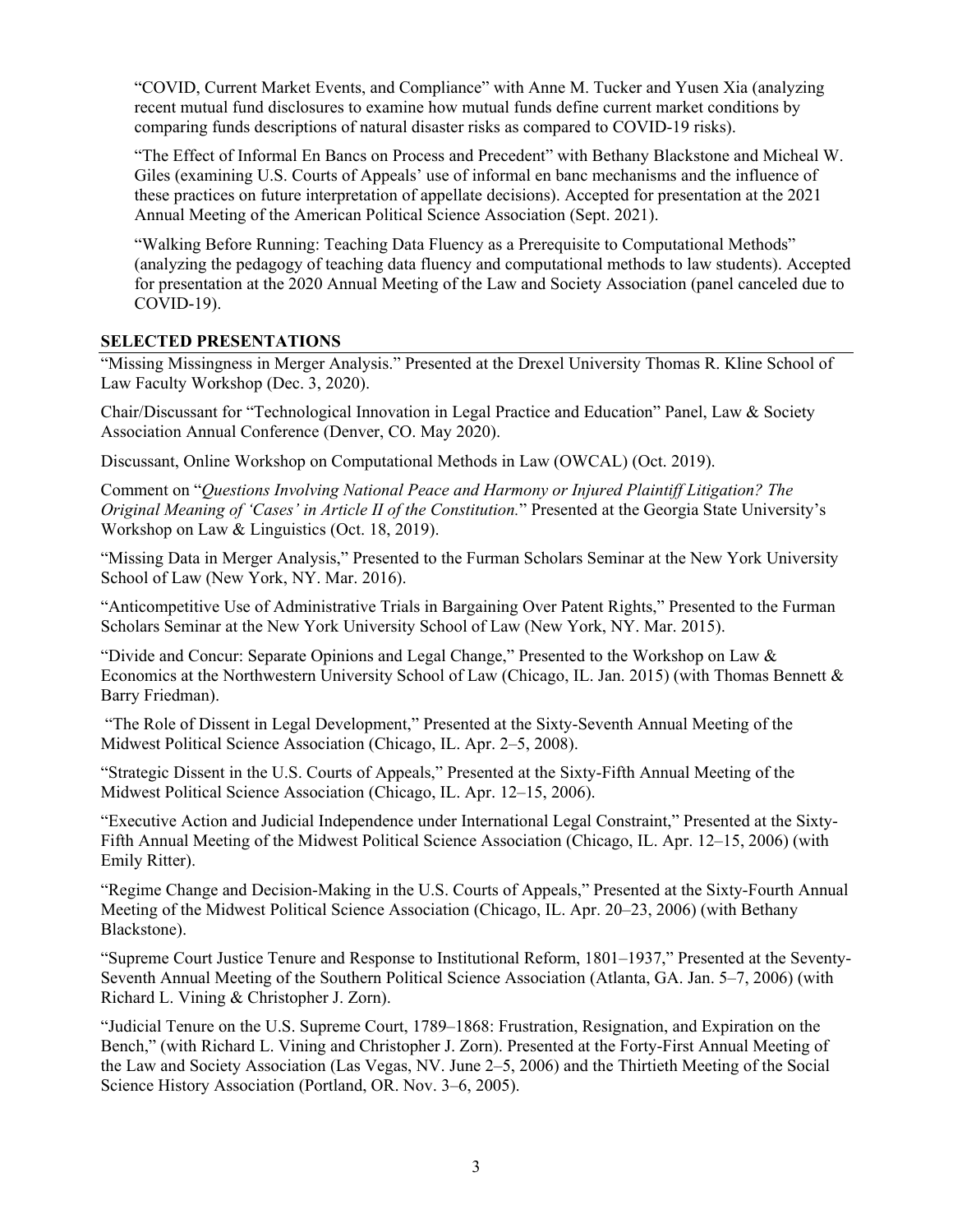"COVID, Current Market Events, and Compliance" with Anne M. Tucker and Yusen Xia (analyzing recent mutual fund disclosures to examine how mutual funds define current market conditions by comparing funds descriptions of natural disaster risks as compared to COVID-19 risks).

"The Effect of Informal En Bancs on Process and Precedent" with Bethany Blackstone and Micheal W. Giles (examining U.S. Courts of Appeals' use of informal en banc mechanisms and the influence of these practices on future interpretation of appellate decisions). Accepted for presentation at the 2021 Annual Meeting of the American Political Science Association (Sept. 2021).

"Walking Before Running: Teaching Data Fluency as a Prerequisite to Computational Methods" (analyzing the pedagogy of teaching data fluency and computational methods to law students). Accepted for presentation at the 2020 Annual Meeting of the Law and Society Association (panel canceled due to COVID-19).

## SELECTED PRESENTATIONS

"Missing Missingness in Merger Analysis." Presented at the Drexel University Thomas R. Kline School of Law Faculty Workshop (Dec. 3, 2020).

Chair/Discussant for "Technological Innovation in Legal Practice and Education" Panel, Law & Society Association Annual Conference (Denver, CO. May 2020).

Discussant, Online Workshop on Computational Methods in Law (OWCAL) (Oct. 2019).

Comment on "*Questions Involving National Peace and Harmony or Injured Plaintiff Litigation? The Original Meaning of 'Cases' in Article II of the Constitution.*" Presented at the Georgia State University's Workshop on Law & Linguistics (Oct. 18, 2019).

"Missing Data in Merger Analysis," Presented to the Furman Scholars Seminar at the New York University School of Law (New York, NY. Mar. 2016).

"Anticompetitive Use of Administrative Trials in Bargaining Over Patent Rights," Presented to the Furman Scholars Seminar at the New York University School of Law (New York, NY. Mar. 2015).

"Divide and Concur: Separate Opinions and Legal Change," Presented to the Workshop on Law & Economics at the Northwestern University School of Law (Chicago, IL. Jan. 2015) (with Thomas Bennett & Barry Friedman).

"The Role of Dissent in Legal Development," Presented at the Sixty-Seventh Annual Meeting of the Midwest Political Science Association (Chicago, IL. Apr. 2–5, 2008).

"Strategic Dissent in the U.S. Courts of Appeals," Presented at the Sixty-Fifth Annual Meeting of the Midwest Political Science Association (Chicago, IL. Apr. 12–15, 2006).

"Executive Action and Judicial Independence under International Legal Constraint," Presented at the Sixty-Fifth Annual Meeting of the Midwest Political Science Association (Chicago, IL. Apr. 12–15, 2006) (with Emily Ritter).

"Regime Change and Decision-Making in the U.S. Courts of Appeals," Presented at the Sixty-Fourth Annual Meeting of the Midwest Political Science Association (Chicago, IL. Apr. 20–23, 2006) (with Bethany Blackstone).

"Supreme Court Justice Tenure and Response to Institutional Reform, 1801–1937," Presented at the Seventy-Seventh Annual Meeting of the Southern Political Science Association (Atlanta, GA. Jan. 5–7, 2006) (with Richard L. Vining & Christopher J. Zorn).

"Judicial Tenure on the U.S. Supreme Court, 1789–1868: Frustration, Resignation, and Expiration on the Bench," (with Richard L. Vining and Christopher J. Zorn). Presented at the Forty-First Annual Meeting of the Law and Society Association (Las Vegas, NV. June 2–5, 2006) and the Thirtieth Meeting of the Social Science History Association (Portland, OR. Nov. 3–6, 2005).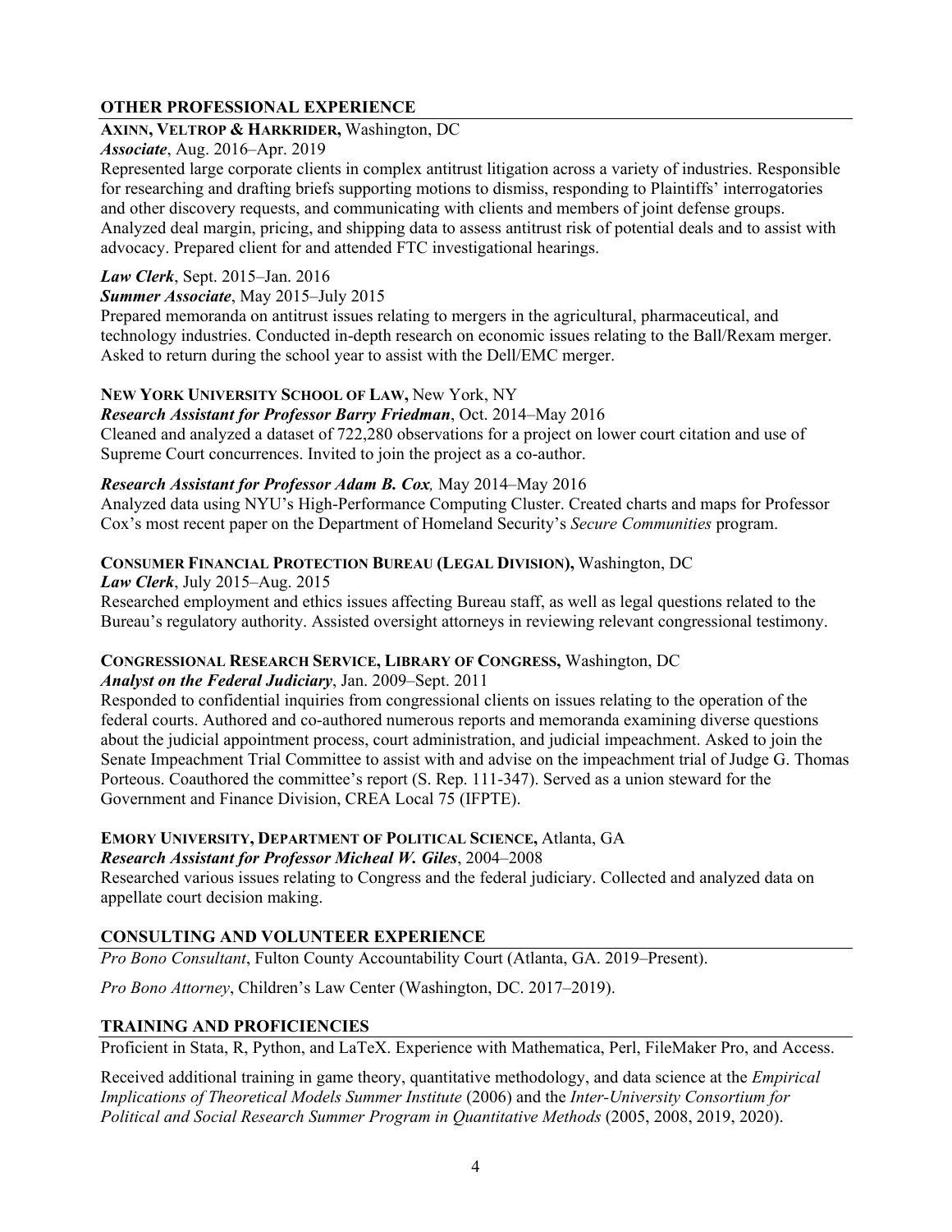## OTHER PROFESSIONAL EXPERIENCE

**AXINN, VELTROP & HARKRIDER,** Washington, DC

***Associate***, Aug. 2016–Apr. 2019

Represented large corporate clients in complex antitrust litigation across a variety of industries. Responsible for researching and drafting briefs supporting motions to dismiss, responding to Plaintiffs' interrogatories and other discovery requests, and communicating with clients and members of joint defense groups. Analyzed deal margin, pricing, and shipping data to assess antitrust risk of potential deals and to assist with advocacy. Prepared client for and attended FTC investigational hearings.

***Law Clerk***, Sept. 2015–Jan. 2016

***Summer Associate***, May 2015–July 2015

Prepared memoranda on antitrust issues relating to mergers in the agricultural, pharmaceutical, and technology industries. Conducted in-depth research on economic issues relating to the Ball/Rexam merger. Asked to return during the school year to assist with the Dell/EMC merger.

**NEW YORK UNIVERSITY SCHOOL OF LAW,** New York, NY

***Research Assistant for Professor Barry Friedman***, Oct. 2014–May 2016

Cleaned and analyzed a dataset of 722,280 observations for a project on lower court citation and use of Supreme Court concurrences. Invited to join the project as a co-author.

***Research Assistant for Professor Adam B. Cox,*** May 2014–May 2016

Analyzed data using NYU's High-Performance Computing Cluster. Created charts and maps for Professor Cox's most recent paper on the Department of Homeland Security's *Secure Communities* program.

**CONSUMER FINANCIAL PROTECTION BUREAU (LEGAL DIVISION),** Washington, DC

***Law Clerk***, July 2015–Aug. 2015

Researched employment and ethics issues affecting Bureau staff, as well as legal questions related to the Bureau's regulatory authority. Assisted oversight attorneys in reviewing relevant congressional testimony.

**CONGRESSIONAL RESEARCH SERVICE, LIBRARY OF CONGRESS,** Washington, DC

***Analyst on the Federal Judiciary***, Jan. 2009–Sept. 2011

Responded to confidential inquiries from congressional clients on issues relating to the operation of the federal courts. Authored and co-authored numerous reports and memoranda examining diverse questions about the judicial appointment process, court administration, and judicial impeachment. Asked to join the Senate Impeachment Trial Committee to assist with and advise on the impeachment trial of Judge G. Thomas Porteous. Coauthored the committee's report (S. Rep. 111-347). Served as a union steward for the Government and Finance Division, CREA Local 75 (IFPTE).

**EMORY UNIVERSITY, DEPARTMENT OF POLITICAL SCIENCE,** Atlanta, GA

***Research Assistant for Professor Micheal W. Giles***, 2004–2008

Researched various issues relating to Congress and the federal judiciary. Collected and analyzed data on appellate court decision making.

## CONSULTING AND VOLUNTEER EXPERIENCE

*Pro Bono Consultant*, Fulton County Accountability Court (Atlanta, GA. 2019–Present).

*Pro Bono Attorney*, Children's Law Center (Washington, DC. 2017–2019).

## TRAINING AND PROFICIENCIES

Proficient in Stata, R, Python, and LaTeX. Experience with Mathematica, Perl, FileMaker Pro, and Access.

Received additional training in game theory, quantitative methodology, and data science at the *Empirical Implications of Theoretical Models Summer Institute* (2006) and the *Inter-University Consortium for Political and Social Research Summer Program in Quantitative Methods* (2005, 2008, 2019, 2020).